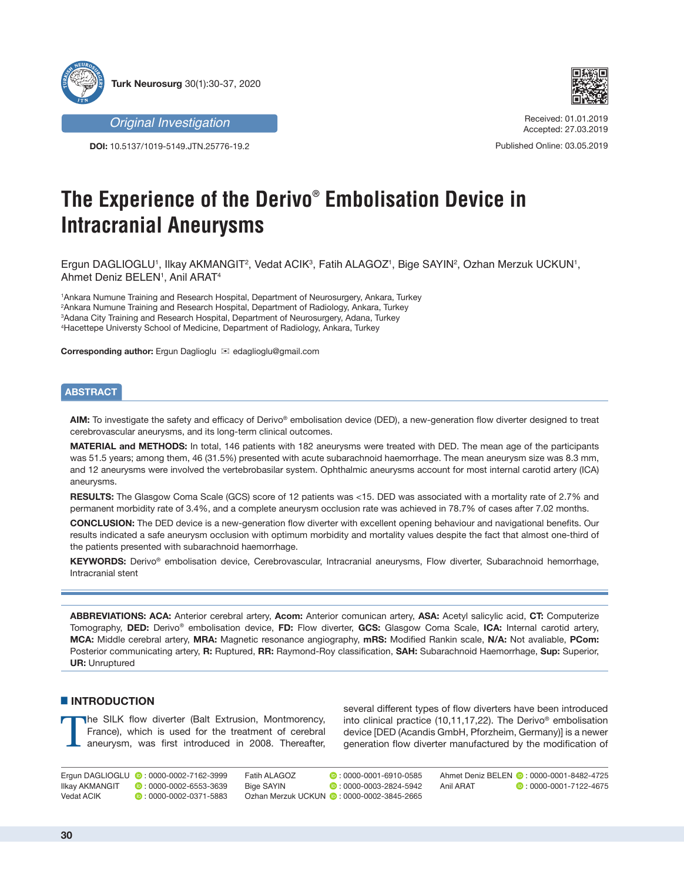Original Investigation

DOI: 10.5137/1019-5149.JTN.25776-19.2

Received: 01.01.2019
Accepted: 27.03.2019

Published Online: 03.05.2019

# The Experience of the Derivo® Embolisation Device in Intracranial Aneurysms

Ergun DAGLIOGLU[1], Ilkay AKMANGIT[2], Vedat ACIK[3], Fatih ALAGOZ[1], Bige SAYIN[2], Ozhan Merzuk UCKUN[1], Ahmet Deniz BELEN[1], Anil ARAT[4]

[1]Ankara Numune Training and Research Hospital, Department of Neurosurgery, Ankara, Turkey
[2]Ankara Numune Training and Research Hospital, Department of Radiology, Ankara, Turkey
[3]Adana City Training and Research Hospital, Department of Neurosurgery, Adana, Turkey
[4]Hacettepe Universty School of Medicine, Department of Radiology, Ankara, Turkey

**Corresponding author:** Ergun Daglioglu ✉ edaglioglu@gmail.com

## ABSTRACT

**AIM:** To investigate the safety and efficacy of Derivo® embolisation device (DED), a new-generation flow diverter designed to treat cerebrovascular aneurysms, and its long-term clinical outcomes.

**MATERIAL and METHODS:** In total, 146 patients with 182 aneurysms were treated with DED. The mean age of the participants was 51.5 years; among them, 46 (31.5%) presented with acute subarachnoid haemorrhage. The mean aneurysm size was 8.3 mm, and 12 aneurysms were involved the vertebrobasilar system. Ophthalmic aneurysms account for most internal carotid artery (ICA) aneurysms.

**RESULTS:** The Glasgow Coma Scale (GCS) score of 12 patients was <15. DED was associated with a mortality rate of 2.7% and permanent morbidity rate of 3.4%, and a complete aneurysm occlusion rate was achieved in 78.7% of cases after 7.02 months.

**CONCLUSION:** The DED device is a new-generation flow diverter with excellent opening behaviour and navigational benefits. Our results indicated a safe aneurysm occlusion with optimum morbidity and mortality values despite the fact that almost one-third of the patients presented with subarachnoid haemorrhage.

**KEYWORDS:** Derivo® embolisation device, Cerebrovascular, Intracranial aneurysms, Flow diverter, Subarachnoid hemorrhage, Intracranial stent

**ABBREVIATIONS: ACA:** Anterior cerebral artery, **Acom:** Anterior comunican artery, **ASA:** Acetyl salicylic acid, **CT:** Computerize Tomography, **DED:** Derivo® embolisation device, **FD:** Flow diverter, **GCS:** Glasgow Coma Scale, **ICA:** Internal carotid artery, **MCA:** Middle cerebral artery, **MRA:** Magnetic resonance angiography, **mRS:** Modified Rankin scale, **N/A:** Not avaliable, **PCom:** Posterior communicating artery, **R:** Ruptured, **RR:** Raymond-Roy classification, **SAH:** Subarachnoid Haemorrhage, **Sup:** Superior, **UR:** Unruptured

## INTRODUCTION

The SILK flow diverter (Balt Extrusion, Montmorency, France), which is used for the treatment of cerebral aneurysm, was first introduced in 2008. Thereafter, several different types of flow diverters have been introduced into clinical practice (10,11,17,22). The Derivo® embolisation device [DED (Acandis GmbH, Pforzheim, Germany)] is a newer generation flow diverter manufactured by the modification of

Ergun DAGLIOGLU : 0000-0002-7162-3999
Ilkay AKMANGIT : 0000-0002-6553-3639
Vedat ACIK : 0000-0002-0371-5883
Fatih ALAGOZ : 0000-0001-6910-0585
Bige SAYIN : 0000-0003-2824-5942
Ozhan Merzuk UCKUN : 0000-0002-3845-2665
Ahmet Deniz BELEN : 0000-0001-8482-4725
Anil ARAT : 0000-0001-7122-4675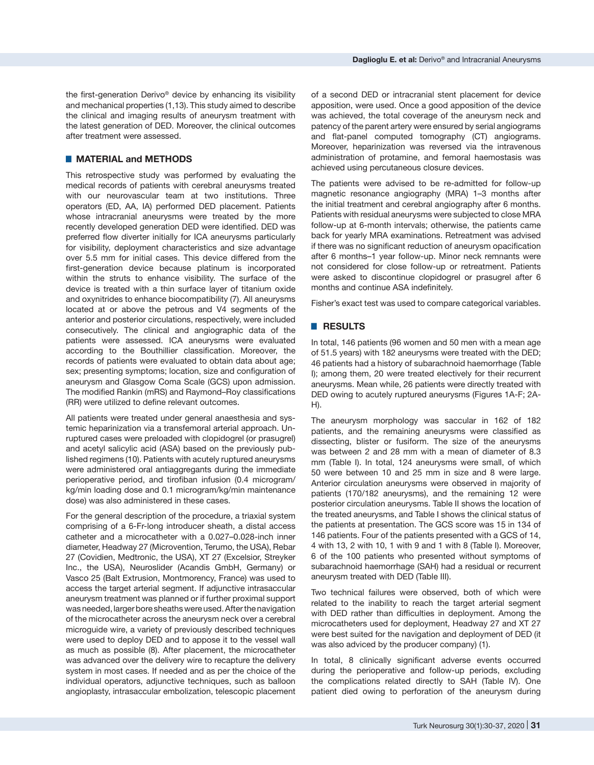the first-generation Derivo® device by enhancing its visibility and mechanical properties (1,13). This study aimed to describe the clinical and imaging results of aneurysm treatment with the latest generation of DED. Moreover, the clinical outcomes after treatment were assessed.

## MATERIAL and METHODS

This retrospective study was performed by evaluating the medical records of patients with cerebral aneurysms treated with our neurovascular team at two institutions. Three operators (ED, AA, IA) performed DED placement. Patients whose intracranial aneurysms were treated by the more recently developed generation DED were identified. DED was preferred flow diverter initially for ICA aneurysms particularly for visibility, deployment characteristics and size advantage over 5.5 mm for initial cases. This device differed from the first-generation device because platinum is incorporated within the struts to enhance visibility. The surface of the device is treated with a thin surface layer of titanium oxide and oxynitrides to enhance biocompatibility (7). All aneurysms located at or above the petrous and V4 segments of the anterior and posterior circulations, respectively, were included consecutively. The clinical and angiographic data of the patients were assessed. ICA aneurysms were evaluated according to the Bouthillier classification. Moreover, the records of patients were evaluated to obtain data about age; sex; presenting symptoms; location, size and configuration of aneurysm and Glasgow Coma Scale (GCS) upon admission. The modified Rankin (mRS) and Raymond–Roy classifications (RR) were utilized to define relevant outcomes.

All patients were treated under general anaesthesia and systemic heparinization via a transfemoral arterial approach. Unruptured cases were preloaded with clopidogrel (or prasugrel) and acetyl salicylic acid (ASA) based on the previously published regimens (10). Patients with acutely ruptured aneurysms were administered oral antiaggregants during the immediate perioperative period, and tirofiban infusion (0.4 microgram/kg/min loading dose and 0.1 microgram/kg/min maintenance dose) was also administered in these cases.

For the general description of the procedure, a triaxial system comprising of a 6-Fr-long introducer sheath, a distal access catheter and a microcatheter with a 0.027–0.028-inch inner diameter, Headway 27 (Microvention, Terumo, the USA), Rebar 27 (Covidien, Medtronic, the USA), XT 27 (Excelsior, Streyker Inc., the USA), Neuroslider (Acandis GmbH, Germany) or Vasco 25 (Balt Extrusion, Montmorency, France) was used to access the target arterial segment. If adjunctive intrasaccular aneurysm treatment was planned or if further proximal support was needed, larger bore sheaths were used. After the navigation of the microcatheter across the aneurysm neck over a cerebral microguide wire, a variety of previously described techniques were used to deploy DED and to appose it to the vessel wall as much as possible (8). After placement, the microcatheter was advanced over the delivery wire to recapture the delivery system in most cases. If needed and as per the choice of the individual operators, adjunctive techniques, such as balloon angioplasty, intrasaccular embolization, telescopic placement of a second DED or intracranial stent placement for device apposition, were used. Once a good apposition of the device was achieved, the total coverage of the aneurysm neck and patency of the parent artery were ensured by serial angiograms and flat-panel computed tomography (CT) angiograms. Moreover, heparinization was reversed via the intravenous administration of protamine, and femoral haemostasis was achieved using percutaneous closure devices.

The patients were advised to be re-admitted for follow-up magnetic resonance angiography (MRA) 1–3 months after the initial treatment and cerebral angiography after 6 months. Patients with residual aneurysms were subjected to close MRA follow-up at 6-month intervals; otherwise, the patients came back for yearly MRA examinations. Retreatment was advised if there was no significant reduction of aneurysm opacification after 6 months–1 year follow-up. Minor neck remnants were not considered for close follow-up or retreatment. Patients were asked to discontinue clopidogrel or prasugrel after 6 months and continue ASA indefinitely.

Fisher's exact test was used to compare categorical variables.

## RESULTS

In total, 146 patients (96 women and 50 men with a mean age of 51.5 years) with 182 aneurysms were treated with the DED; 46 patients had a history of subarachnoid haemorrhage (Table I); among them, 20 were treated electively for their recurrent aneurysms. Mean while, 26 patients were directly treated with DED owing to acutely ruptured aneurysms (Figures 1A-F; 2A-H).

The aneurysm morphology was saccular in 162 of 182 patients, and the remaining aneurysms were classified as dissecting, blister or fusiform. The size of the aneurysms was between 2 and 28 mm with a mean of diameter of 8.3 mm (Table I). In total, 124 aneurysms were small, of which 50 were between 10 and 25 mm in size and 8 were large. Anterior circulation aneurysms were observed in majority of patients (170/182 aneurysms), and the remaining 12 were posterior circulation aneurysms. Table II shows the location of the treated aneurysms, and Table I shows the clinical status of the patients at presentation. The GCS score was 15 in 134 of 146 patients. Four of the patients presented with a GCS of 14, 4 with 13, 2 with 10, 1 with 9 and 1 with 8 (Table I). Moreover, 6 of the 100 patients who presented without symptoms of subarachnoid haemorrhage (SAH) had a residual or recurrent aneurysm treated with DED (Table III).

Two technical failures were observed, both of which were related to the inability to reach the target arterial segment with DED rather than difficulties in deployment. Among the microcatheters used for deployment, Headway 27 and XT 27 were best suited for the navigation and deployment of DED (it was also adviced by the producer company) (1).

In total, 8 clinically significant adverse events occurred during the perioperative and follow-up periods, excluding the complications related directly to SAH (Table IV). One patient died owing to perforation of the aneurysm during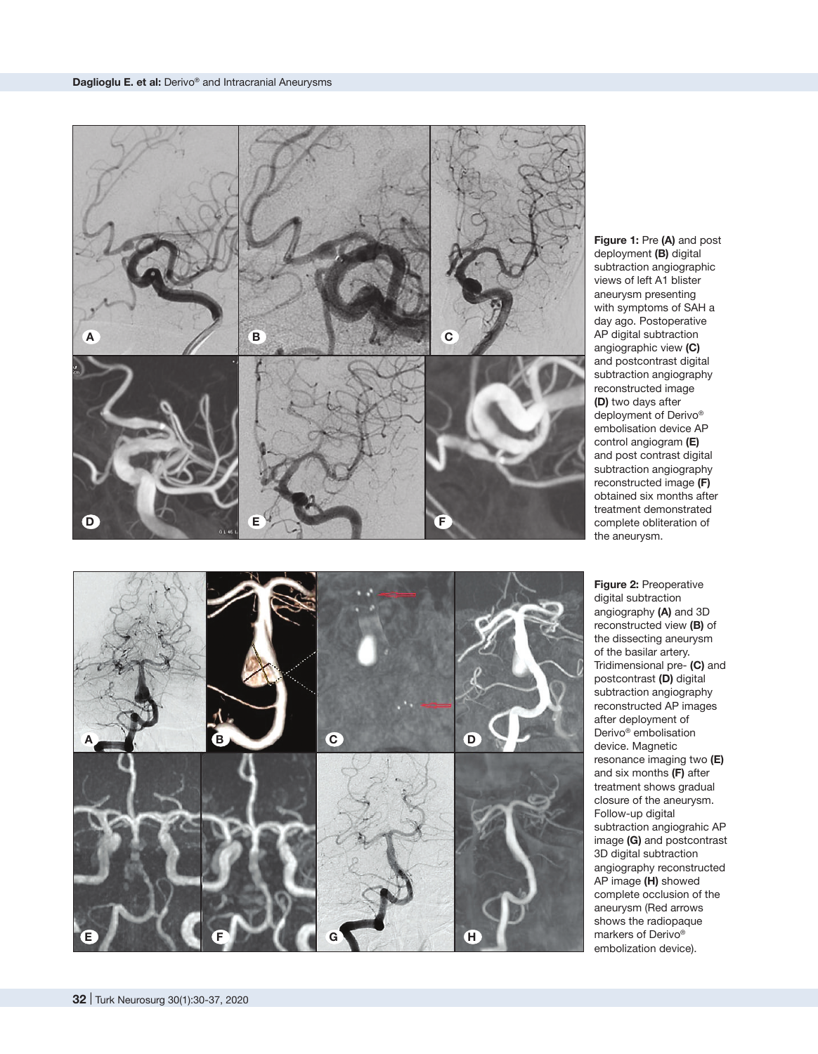**Figure 1:** Pre **(A)** and post deployment **(B)** digital subtraction angiographic views of left A1 blister aneurysm presenting with symptoms of SAH a day ago. Postoperative AP digital subtraction angiographic view **(C)** and postcontrast digital subtraction angiography reconstructed image **(D)** two days after deployment of Derivo® embolisation device AP control angiogram **(E)** and post contrast digital subtraction angiography reconstructed image **(F)** obtained six months after treatment demonstrated complete obliteration of the aneurysm.

**Figure 2:** Preoperative digital subtraction angiography **(A)** and 3D reconstructed view **(B)** of the dissecting aneurysm of the basilar artery. Tridimensional pre- **(C)** and postcontrast **(D)** digital subtraction angiography reconstructed AP images after deployment of Derivo® embolisation device. Magnetic resonance imaging two **(E)** and six months **(F)** after treatment shows gradual closure of the aneurysm. Follow-up digital subtraction angiograhic AP image **(G)** and postcontrast 3D digital subtraction angiography reconstructed AP image **(H)** showed complete occlusion of the aneurysm (Red arrows shows the radiopaque markers of Derivo® embolization device).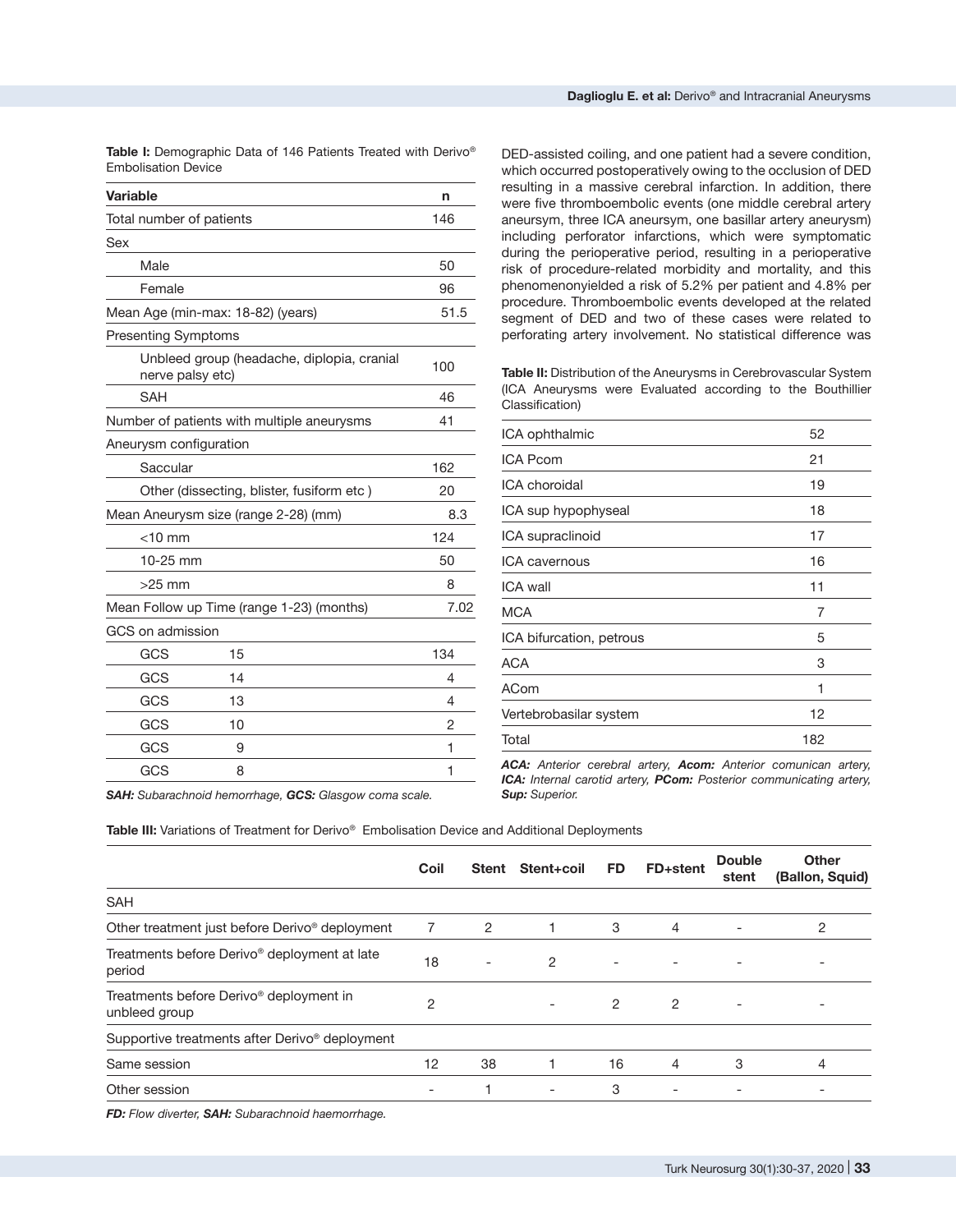**Table I:** Demographic Data of 146 Patients Treated with Derivo® Embolisation Device

| Variable | | n |
|---|---|---|
| Total number of patients | | 146 |
| Sex | | |
| Male | | 50 |
| Female | | 96 |
| Mean Age (min-max: 18-82) (years) | | 51.5 |
| Presenting Symptoms | | |
| Unbleed group (headache, diplopia, cranial nerve palsy etc) | | 100 |
| SAH | | 46 |
| Number of patients with multiple aneurysms | | 41 |
| Aneurysm configuration | | |
| Saccular | | 162 |
| Other (dissecting, blister, fusiform etc ) | | 20 |
| Mean Aneurysm size (range 2-28) (mm) | | 8.3 |
| <10 mm | | 124 |
| 10-25 mm | | 50 |
| >25 mm | | 8 |
| Mean Follow up Time (range 1-23) (months) | | 7.02 |
| GCS on admission | | |
| GCS | 15 | 134 |
| GCS | 14 | 4 |
| GCS | 13 | 4 |
| GCS | 10 | 2 |
| GCS | 9 | 1 |
| GCS | 8 | 1 |

***SAH:** Subarachnoid hemorrhage, **GCS:** Glasgow coma scale.*

DED-assisted coiling, and one patient had a severe condition, which occurred postoperatively owing to the occlusion of DED resulting in a massive cerebral infarction. In addition, there were five thromboembolic events (one middle cerebral artery aneurysm, three ICA aneursym, one basillar artery aneurysm) including perforator infarctions, which were symptomatic during the perioperative period, resulting in a perioperative risk of procedure-related morbidity and mortality, and this phenomenonyielded a risk of 5.2% per patient and 4.8% per procedure. Thromboembolic events developed at the related segment of DED and two of these cases were related to perforating artery involvement. No statistical difference was

**Table II:** Distribution of the Aneurysms in Cerebrovascular System (ICA Aneurysms were Evaluated according to the Bouthillier Classification)

| | |
|---|---|
| ICA ophthalmic | 52 |
| ICA Pcom | 21 |
| ICA choroidal | 19 |
| ICA sup hypophyseal | 18 |
| ICA supraclinoid | 17 |
| ICA cavernous | 16 |
| ICA wall | 11 |
| MCA | 7 |
| ICA bifurcation, petrous | 5 |
| ACA | 3 |
| ACom | 1 |
| Vertebrobasilar system | 12 |
| Total | 182 |

***ACA:** Anterior cerebral artery, **Acom:** Anterior comunican artery, **ICA:** Internal carotid artery, **PCom:** Posterior communicating artery, **Sup:** Superior.*

**Table III:** Variations of Treatment for Derivo® Embolisation Device and Additional Deployments

| | Coil | Stent | Stent+coil | FD | FD+stent | Double stent | Other (Ballon, Squid) |
|---|---|---|---|---|---|---|---|
| SAH | | | | | | | |
| Other treatment just before Derivo® deployment | 7 | 2 | 1 | 3 | 4 | - | 2 |
| Treatments before Derivo® deployment at late period | 18 | - | 2 | - | - | - | - |
| Treatments before Derivo® deployment in unbleed group | 2 | | - | 2 | 2 | - | - |
| Supportive treatments after Derivo® deployment | | | | | | | |
| Same session | 12 | 38 | 1 | 16 | 4 | 3 | 4 |
| Other session | - | 1 | - | 3 | - | - | - |

***FD:** Flow diverter, **SAH:** Subarachnoid haemorrhage.*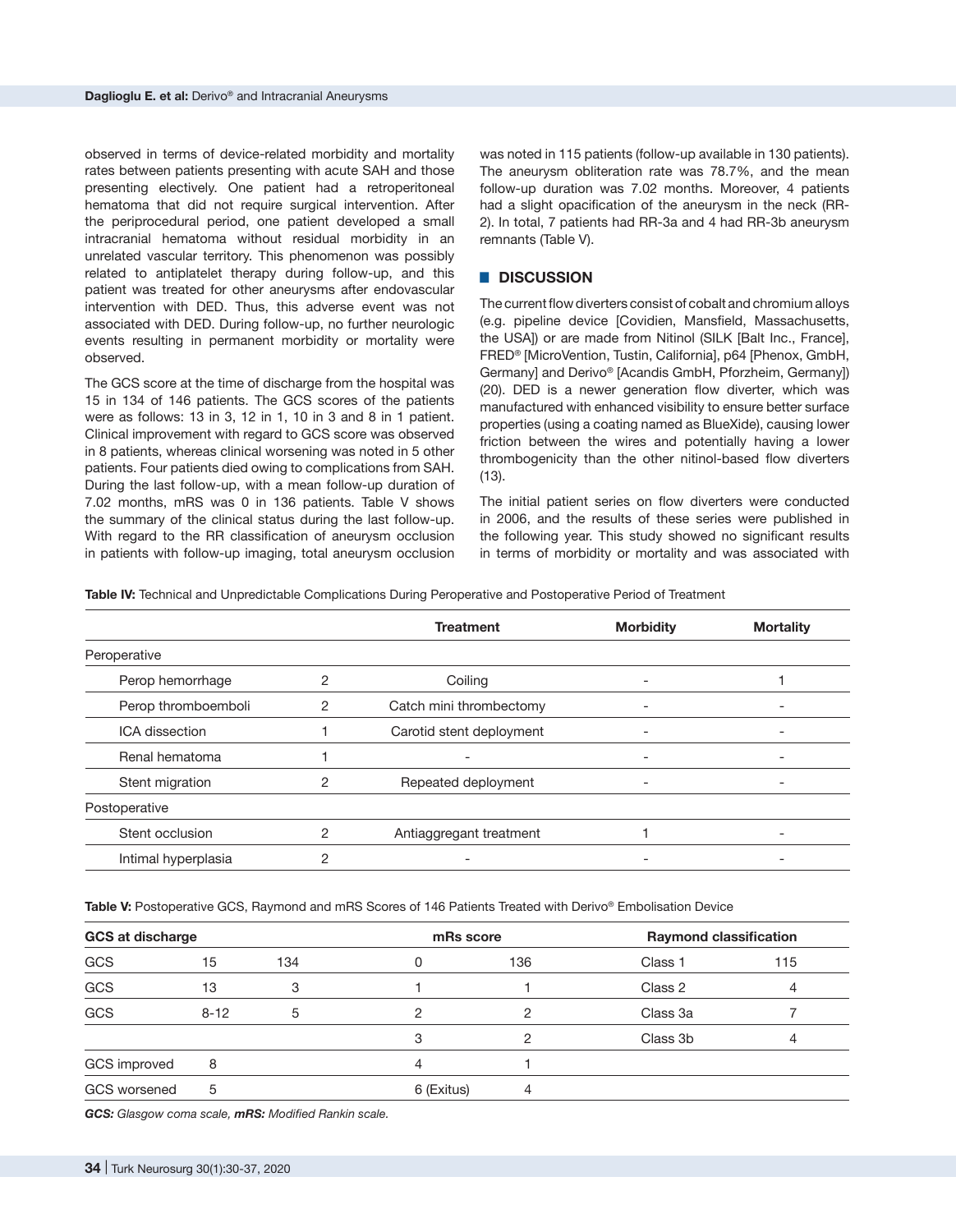observed in terms of device-related morbidity and mortality rates between patients presenting with acute SAH and those presenting electively. One patient had a retroperitoneal hematoma that did not require surgical intervention. After the periprocedural period, one patient developed a small intracranial hematoma without residual morbidity in an unrelated vascular territory. This phenomenon was possibly related to antiplatelet therapy during follow-up, and this patient was treated for other aneurysms after endovascular intervention with DED. Thus, this adverse event was not associated with DED. During follow-up, no further neurologic events resulting in permanent morbidity or mortality were observed.

The GCS score at the time of discharge from the hospital was 15 in 134 of 146 patients. The GCS scores of the patients were as follows: 13 in 3, 12 in 1, 10 in 3 and 8 in 1 patient. Clinical improvement with regard to GCS score was observed in 8 patients, whereas clinical worsening was noted in 5 other patients. Four patients died owing to complications from SAH. During the last follow-up, with a mean follow-up duration of 7.02 months, mRS was 0 in 136 patients. Table V shows the summary of the clinical status during the last follow-up. With regard to the RR classification of aneurysm occlusion in patients with follow-up imaging, total aneurysm occlusion was noted in 115 patients (follow-up available in 130 patients). The aneurysm obliteration rate was 78.7%, and the mean follow-up duration was 7.02 months. Moreover, 4 patients had a slight opacification of the aneurysm in the neck (RR-2). In total, 7 patients had RR-3a and 4 had RR-3b aneurysm remnants (Table V).

## DISCUSSION

The current flow diverters consist of cobalt and chromium alloys (e.g. pipeline device [Covidien, Mansfield, Massachusetts, the USA]) or are made from Nitinol (SILK [Balt Inc., France], FRED® [MicroVention, Tustin, California], p64 [Phenox, GmbH, Germany] and Derivo® [Acandis GmbH, Pforzheim, Germany]) (20). DED is a newer generation flow diverter, which was manufactured with enhanced visibility to ensure better surface properties (using a coating named as BlueXide), causing lower friction between the wires and potentially having a lower thrombogenicity than the other nitinol-based flow diverters (13).

The initial patient series on flow diverters were conducted in 2006, and the results of these series were published in the following year. This study showed no significant results in terms of morbidity or mortality and was associated with

**Table IV:** Technical and Unpredictable Complications During Peroperative and Postoperative Period of Treatment

| | | Treatment | Morbidity | Mortality |
|---|---|---|---|---|
| Peroperative | | | | |
| Perop hemorrhage | 2 | Coiling | - | 1 |
| Perop thromboemboli | 2 | Catch mini thrombectomy | - | - |
| ICA dissection | 1 | Carotid stent deployment | - | - |
| Renal hematoma | 1 | - | - | - |
| Stent migration | 2 | Repeated deployment | - | - |
| Postoperative | | | | |
| Stent occlusion | 2 | Antiaggregant treatment | 1 | - |
| Intimal hyperplasia | 2 | - | - | - |

**Table V:** Postoperative GCS, Raymond and mRS Scores of 146 Patients Treated with Derivo® Embolisation Device

| GCS at discharge | | | mRs score | | Raymond classification | |
|---|---|---|---|---|---|---|
| GCS | 15 | 134 | 0 | 136 | Class 1 | 115 |
| GCS | 13 | 3 | 1 | 1 | Class 2 | 4 |
| GCS | 8-12 | 5 | 2 | 2 | Class 3a | 7 |
| | | | 3 | 2 | Class 3b | 4 |
| GCS improved | 8 | | 4 | 1 | | |
| GCS worsened | 5 | | 6 (Exitus) | 4 | | |

***GCS:** Glasgow coma scale, **mRS:** Modified Rankin scale.*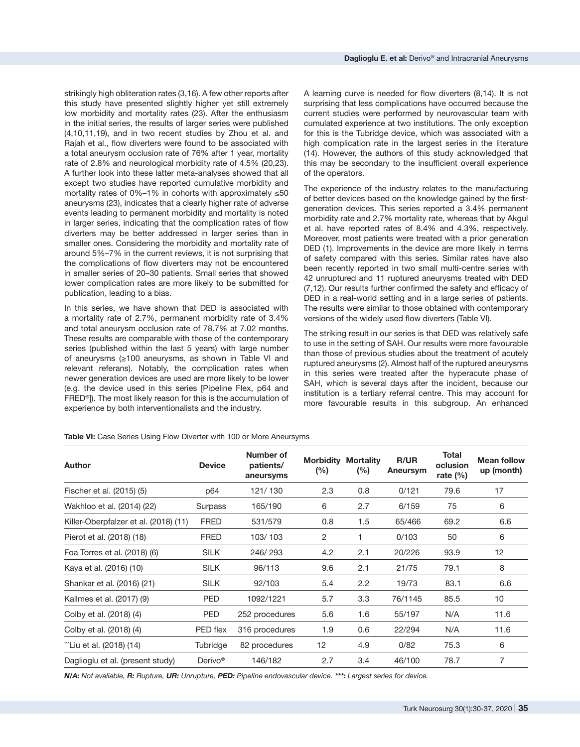strikingly high obliteration rates (3,16). A few other reports after this study have presented slightly higher yet still extremely low morbidity and mortality rates (23). After the enthusiasm in the initial series, the results of larger series were published (4,10,11,19), and in two recent studies by Zhou et al. and Rajah et al., flow diverters were found to be associated with a total aneurysm occlusion rate of 76% after 1 year, mortality rate of 2.8% and neurological morbidity rate of 4.5% (20,23). A further look into these latter meta-analyses showed that all except two studies have reported cumulative morbidity and mortality rates of 0%–1% in cohorts with approximately ≤50 aneurysms (23), indicates that a clearly higher rate of adverse events leading to permanent morbidity and mortality is noted in larger series, indicating that the complication rates of flow diverters may be better addressed in larger series than in smaller ones. Considering the morbidity and mortality rate of around 5%–7% in the current reviews, it is not surprising that the complications of flow diverters may not be encountered in smaller series of 20–30 patients. Small series that showed lower complication rates are more likely to be submitted for publication, leading to a bias.

In this series, we have shown that DED is associated with a mortality rate of 2.7%, permanent morbidity rate of 3.4% and total aneurysm occlusion rate of 78.7% at 7.02 months. These results are comparable with those of the contemporary series (published within the last 5 years) with large number of aneurysms (≥100 aneurysms, as shown in Table VI and relevant referans). Notably, the complication rates when newer generation devices are used are more likely to be lower (e.g. the device used in this series [Pipeline Flex, p64 and FRED®]). The most likely reason for this is the accumulation of experience by both interventionalists and the industry.

A learning curve is needed for flow diverters (8,14). It is not surprising that less complications have occurred because the current studies were performed by neurovascular team with cumulated experience at two institutions. The only exception for this is the Tubridge device, which was associated with a high complication rate in the largest series in the literature (14). However, the authors of this study acknowledged that this may be secondary to the insufficient overall experience of the operators.

The experience of the industry relates to the manufacturing of better devices based on the knowledge gained by the first-generation devices. This series reported a 3.4% permanent morbidity rate and 2.7% mortality rate, whereas that by Akgul et al. have reported rates of 8.4% and 4.3%, respectively. Moreover, most patients were treated with a prior generation DED (1). Improvements in the device are more likely in terms of safety compared with this series. Similar rates have also been recently reported in two small multi-centre series with 42 unruptured and 11 ruptured aneurysms treated with DED (7,12). Our results further confirmed the safety and efficacy of DED in a real-world setting and in a large series of patients. The results were similar to those obtained with contemporary versions of the widely used flow diverters (Table VI).

The striking result in our series is that DED was relatively safe to use in the setting of SAH. Our results were more favourable than those of previous studies about the treatment of acutely ruptured aneurysms (2). Almost half of the ruptured aneurysms in this series were treated after the hyperacute phase of SAH, which is several days after the incident, because our institution is a tertiary referral centre. This may account for more favourable results in this subgroup. An enhanced

**Table VI:** Case Series Using Flow Diverter with 100 or More Aneursyms

| Author | Device | Number of patients/ aneursyms | Morbidity (%) | Mortality (%) | R/UR Aneursym | Total oclusion rate (%) | Mean follow up (month) |
|---|---|---|---|---|---|---|---|
| Fischer et al. (2015) (5) | p64 | 121/ 130 | 2.3 | 0.8 | 0/121 | 79.6 | 17 |
| Wakhloo et al. (2014) (22) | Surpass | 165/190 | 6 | 2.7 | 6/159 | 75 | 6 |
| Killer-Oberpfalzer et al. (2018) (11) | FRED | 531/579 | 0.8 | 1.5 | 65/466 | 69.2 | 6.6 |
| Pierot et al. (2018) (18) | FRED | 103/ 103 | 2 | 1 | 0/103 | 50 | 6 |
| Foa Torres et al. (2018) (6) | SILK | 246/ 293 | 4.2 | 2.1 | 20/226 | 93.9 | 12 |
| Kaya et al. (2016) (10) | SILK | 96/113 | 9.6 | 2.1 | 21/75 | 79.1 | 8 |
| Shankar et al. (2016) (21) | SILK | 92/103 | 5.4 | 2.2 | 19/73 | 83.1 | 6.6 |
| Kallmes et al. (2017) (9) | PED | 1092/1221 | 5.7 | 3.3 | 76/1145 | 85.5 | 10 |
| Colby et al. (2018) (4) | PED | 252 procedures | 5.6 | 1.6 | 55/197 | N/A | 11.6 |
| Colby et al. (2018) (4) | PED flex | 316 procedures | 1.9 | 0.6 | 22/294 | N/A | 11.6 |
| ***Liu et al. (2018) (14) | Tubridge | 82 procedures | 12 | 4.9 | 0/82 | 75.3 | 6 |
| Daglioglu et al. (present study) | Derivo® | 146/182 | 2.7 | 3.4 | 46/100 | 78.7 | 7 |

***N/A:** Not avaliable, **R:** Rupture, **UR:** Unrupture, **PED:** Pipeline endovascular device. **\*\*\*:** Largest series for device.*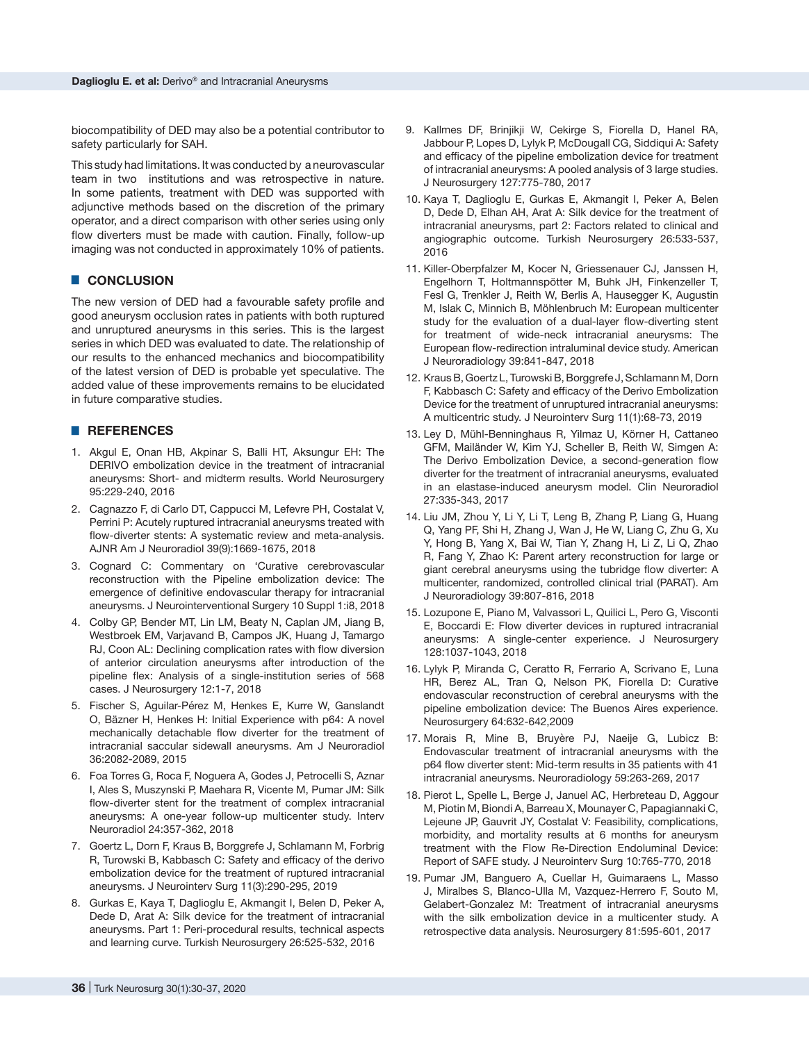biocompatibility of DED may also be a potential contributor to safety particularly for SAH.

This study had limitations. It was conducted by a neurovascular team in two institutions and was retrospective in nature. In some patients, treatment with DED was supported with adjunctive methods based on the discretion of the primary operator, and a direct comparison with other series using only flow diverters must be made with caution. Finally, follow-up imaging was not conducted in approximately 10% of patients.

## CONCLUSION

The new version of DED had a favourable safety profile and good aneurysm occlusion rates in patients with both ruptured and unruptured aneurysms in this series. This is the largest series in which DED was evaluated to date. The relationship of our results to the enhanced mechanics and biocompatibility of the latest version of DED is probable yet speculative. The added value of these improvements remains to be elucidated in future comparative studies.

## REFERENCES

1. Akgul E, Onan HB, Akpinar S, Balli HT, Aksungur EH: The DERIVO embolization device in the treatment of intracranial aneurysms: Short- and midterm results. World Neurosurgery 95:229-240, 2016
2. Cagnazzo F, di Carlo DT, Cappucci M, Lefevre PH, Costalat V, Perrini P: Acutely ruptured intracranial aneurysms treated with flow-diverter stents: A systematic review and meta-analysis. AJNR Am J Neuroradiol 39(9):1669-1675, 2018
3. Cognard C: Commentary on 'Curative cerebrovascular reconstruction with the Pipeline embolization device: The emergence of definitive endovascular therapy for intracranial aneurysms. J Neurointerventional Surgery 10 Suppl 1:i8, 2018
4. Colby GP, Bender MT, Lin LM, Beaty N, Caplan JM, Jiang B, Westbroek EM, Varjavand B, Campos JK, Huang J, Tamargo RJ, Coon AL: Declining complication rates with flow diversion of anterior circulation aneurysms after introduction of the pipeline flex: Analysis of a single-institution series of 568 cases. J Neurosurgery 12:1-7, 2018
5. Fischer S, Aguilar-Pérez M, Henkes E, Kurre W, Ganslandt O, Bäzner H, Henkes H: Initial Experience with p64: A novel mechanically detachable flow diverter for the treatment of intracranial saccular sidewall aneurysms. Am J Neuroradiol 36:2082-2089, 2015
6. Foa Torres G, Roca F, Noguera A, Godes J, Petrocelli S, Aznar I, Ales S, Muszynski P, Maehara R, Vicente M, Pumar JM: Silk flow-diverter stent for the treatment of complex intracranial aneurysms: A one-year follow-up multicenter study. Interv Neuroradiol 24:357-362, 2018
7. Goertz L, Dorn F, Kraus B, Borggrefe J, Schlamann M, Forbrig R, Turowski B, Kabbasch C: Safety and efficacy of the derivo embolization device for the treatment of ruptured intracranial aneurysms. J Neurointerv Surg 11(3):290-295, 2019
8. Gurkas E, Kaya T, Daglioglu E, Akmangit I, Belen D, Peker A, Dede D, Arat A: Silk device for the treatment of intracranial aneurysms. Part 1: Peri-procedural results, technical aspects and learning curve. Turkish Neurosurgery 26:525-532, 2016
9. Kallmes DF, Brinjikji W, Cekirge S, Fiorella D, Hanel RA, Jabbour P, Lopes D, Lylyk P, McDougall CG, Siddiqui A: Safety and efficacy of the pipeline embolization device for treatment of intracranial aneurysms: A pooled analysis of 3 large studies. J Neurosurgery 127:775-780, 2017
10. Kaya T, Daglioglu E, Gurkas E, Akmangit I, Peker A, Belen D, Dede D, Elhan AH, Arat A: Silk device for the treatment of intracranial aneurysms, part 2: Factors related to clinical and angiographic outcome. Turkish Neurosurgery 26:533-537, 2016
11. Killer-Oberpfalzer M, Kocer N, Griessenauer CJ, Janssen H, Engelhorn T, Holtmannspötter M, Buhk JH, Finkenzeller T, Fesl G, Trenkler J, Reith W, Berlis A, Hausegger K, Augustin M, Islak C, Minnich B, Möhlenbruch M: European multicenter study for the evaluation of a dual-layer flow-diverting stent for treatment of wide-neck intracranial aneurysms: The European flow-redirection intraluminal device study. American J Neuroradiology 39:841-847, 2018
12. Kraus B, Goertz L, Turowski B, Borggrefe J, Schlamann M, Dorn F, Kabbasch C: Safety and efficacy of the Derivo Embolization Device for the treatment of unruptured intracranial aneurysms: A multicentric study. J Neurointerv Surg 11(1):68-73, 2019
13. Ley D, Mühl-Benninghaus R, Yilmaz U, Körner H, Cattaneo GFM, Mailänder W, Kim YJ, Scheller B, Reith W, Simgen A: The Derivo Embolization Device, a second-generation flow diverter for the treatment of intracranial aneurysms, evaluated in an elastase-induced aneurysm model. Clin Neuroradiol 27:335-343, 2017
14. Liu JM, Zhou Y, Li Y, Li T, Leng B, Zhang P, Liang G, Huang Q, Yang PF, Shi H, Zhang J, Wan J, He W, Liang C, Zhu G, Xu Y, Hong B, Yang X, Bai W, Tian Y, Zhang H, Li Z, Li Q, Zhao R, Fang Y, Zhao K: Parent artery reconstruction for large or giant cerebral aneurysms using the tubridge flow diverter: A multicenter, randomized, controlled clinical trial (PARAT). Am J Neuroradiology 39:807-816, 2018
15. Lozupone E, Piano M, Valvassori L, Quilici L, Pero G, Visconti E, Boccardi E: Flow diverter devices in ruptured intracranial aneurysms: A single-center experience. J Neurosurgery 128:1037-1043, 2018
16. Lylyk P, Miranda C, Ceratto R, Ferrario A, Scrivano E, Luna HR, Berez AL, Tran Q, Nelson PK, Fiorella D: Curative endovascular reconstruction of cerebral aneurysms with the pipeline embolization device: The Buenos Aires experience. Neurosurgery 64:632-642,2009
17. Morais R, Mine B, Bruyère PJ, Naeije G, Lubicz B: Endovascular treatment of intracranial aneurysms with the p64 flow diverter stent: Mid-term results in 35 patients with 41 intracranial aneurysms. Neuroradiology 59:263-269, 2017
18. Pierot L, Spelle L, Berge J, Januel AC, Herbreteau D, Aggour M, Piotin M, Biondi A, Barreau X, Mounayer C, Papagiannaki C, Lejeune JP, Gauvrit JY, Costalat V: Feasibility, complications, morbidity, and mortality results at 6 months for aneurysm treatment with the Flow Re-Direction Endoluminal Device: Report of SAFE study. J Neurointerv Surg 10:765-770, 2018
19. Pumar JM, Banguero A, Cuellar H, Guimaraens L, Masso J, Miralbes S, Blanco-Ulla M, Vazquez-Herrero F, Souto M, Gelabert-Gonzalez M: Treatment of intracranial aneurysms with the silk embolization device in a multicenter study. A retrospective data analysis. Neurosurgery 81:595-601, 2017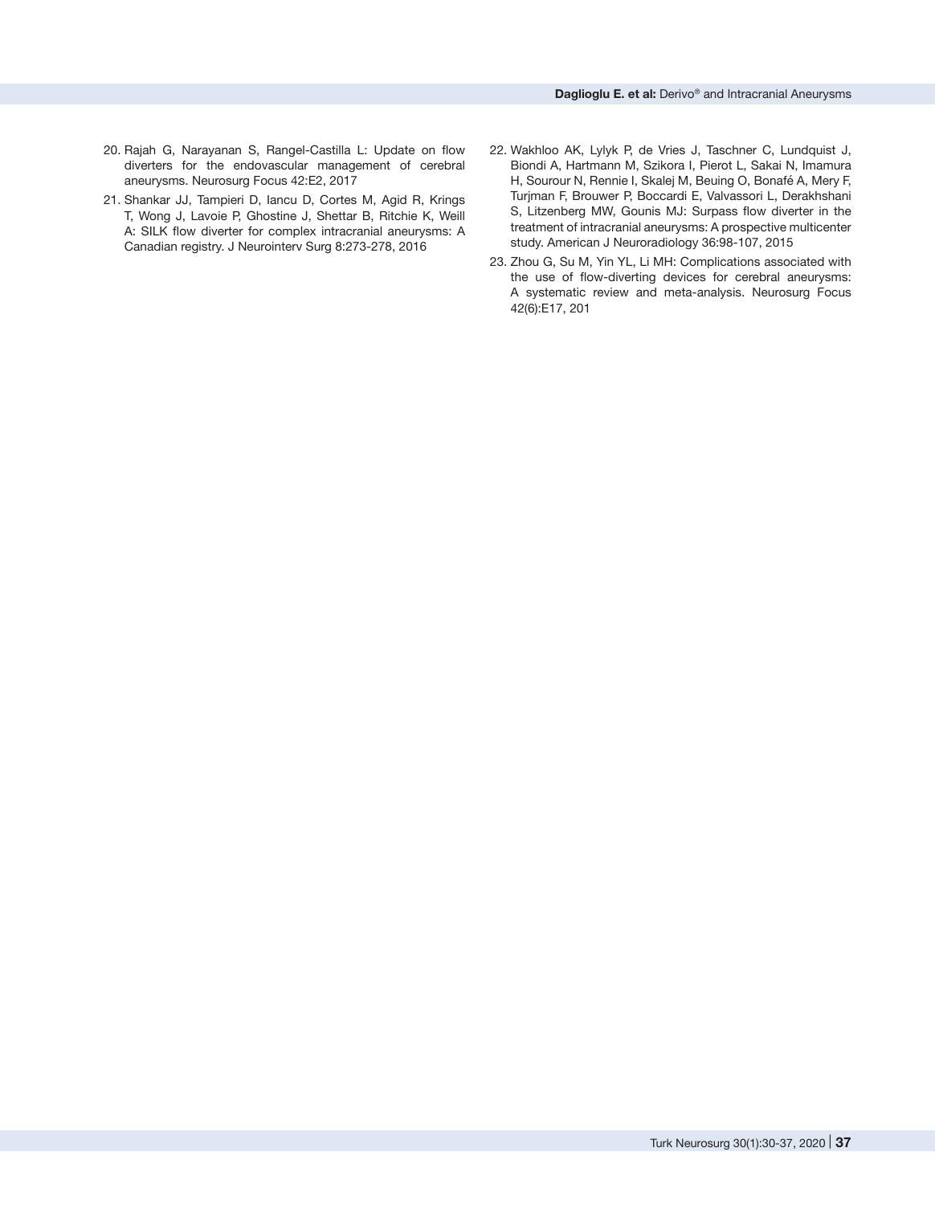20. Rajah G, Narayanan S, Rangel-Castilla L: Update on flow diverters for the endovascular management of cerebral aneurysms. Neurosurg Focus 42:E2, 2017
21. Shankar JJ, Tampieri D, Iancu D, Cortes M, Agid R, Krings T, Wong J, Lavoie P, Ghostine J, Shettar B, Ritchie K, Weill A: SILK flow diverter for complex intracranial aneurysms: A Canadian registry. J Neurointerv Surg 8:273-278, 2016
22. Wakhloo AK, Lylyk P, de Vries J, Taschner C, Lundquist J, Biondi A, Hartmann M, Szikora I, Pierot L, Sakai N, Imamura H, Sourour N, Rennie I, Skalej M, Beuing O, Bonafé A, Mery F, Turjman F, Brouwer P, Boccardi E, Valvassori L, Derakhshani S, Litzenberg MW, Gounis MJ: Surpass flow diverter in the treatment of intracranial aneurysms: A prospective multicenter study. American J Neuroradiology 36:98-107, 2015
23. Zhou G, Su M, Yin YL, Li MH: Complications associated with the use of flow-diverting devices for cerebral aneurysms: A systematic review and meta-analysis. Neurosurg Focus 42(6):E17, 201